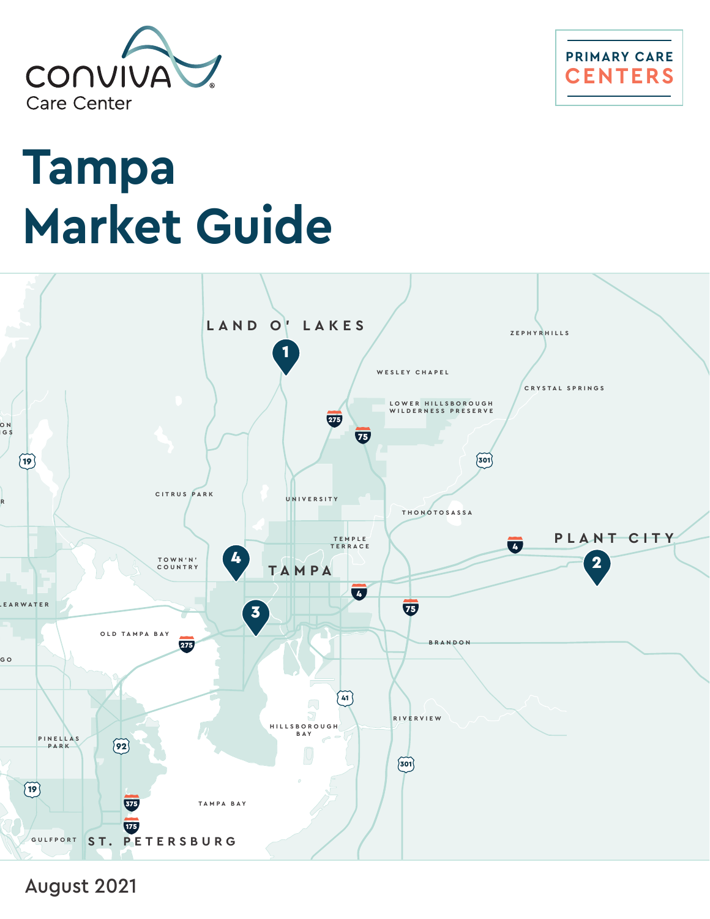Conviva Care Center

PRIMARY CARE CENTERS

# Tampa Market Guide

August 2021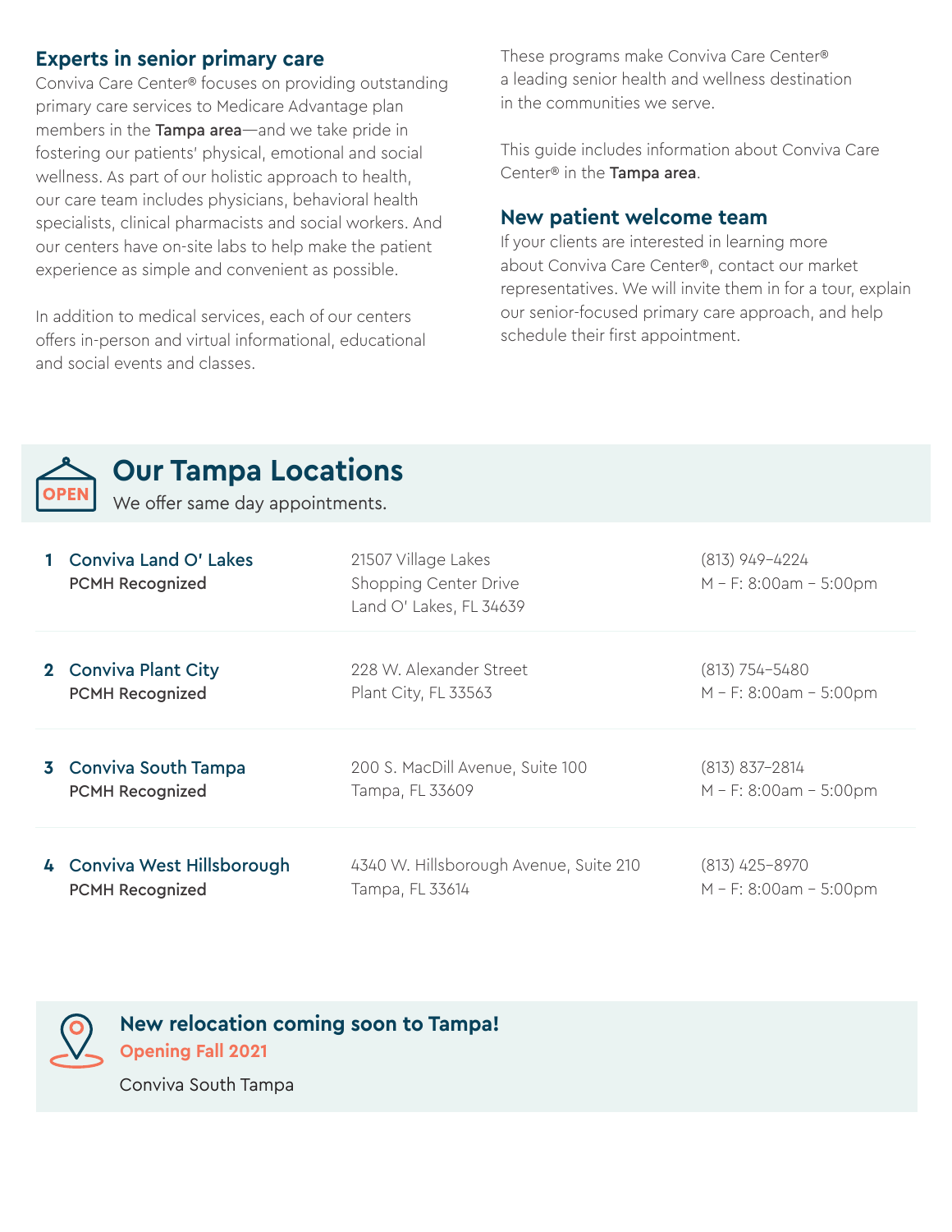## Experts in senior primary care

Conviva Care Center® focuses on providing outstanding primary care services to Medicare Advantage plan members in the **Tampa area**—and we take pride in fostering our patients' physical, emotional and social wellness. As part of our holistic approach to health, our care team includes physicians, behavioral health specialists, clinical pharmacists and social workers. And our centers have on-site labs to help make the patient experience as simple and convenient as possible.

In addition to medical services, each of our centers offers in-person and virtual informational, educational and social events and classes.

These programs make Conviva Care Center® a leading senior health and wellness destination in the communities we serve.

This guide includes information about Conviva Care Center® in the **Tampa area**.

## New patient welcome team

If your clients are interested in learning more about Conviva Care Center®, contact our market representatives. We will invite them in for a tour, explain our senior-focused primary care approach, and help schedule their first appointment.

## Our Tampa Locations

We offer same day appointments.

| # | Location | Address | Phone / Hours |
|---|---|---|---|
| 1 | Conviva Land O' Lakes **PCMH Recognized** | 21507 Village Lakes Shopping Center Drive Land O' Lakes, FL 34639 | (813) 949-4224 M – F: 8:00am – 5:00pm |
| 2 | Conviva Plant City **PCMH Recognized** | 228 W. Alexander Street Plant City, FL 33563 | (813) 754-5480 M – F: 8:00am – 5:00pm |
| 3 | Conviva South Tampa **PCMH Recognized** | 200 S. MacDill Avenue, Suite 100 Tampa, FL 33609 | (813) 837-2814 M – F: 8:00am – 5:00pm |
| 4 | Conviva West Hillsborough **PCMH Recognized** | 4340 W. Hillsborough Avenue, Suite 210 Tampa, FL 33614 | (813) 425-8970 M – F: 8:00am – 5:00pm |

### New relocation coming soon to Tampa!

**Opening Fall 2021**

Conviva South Tampa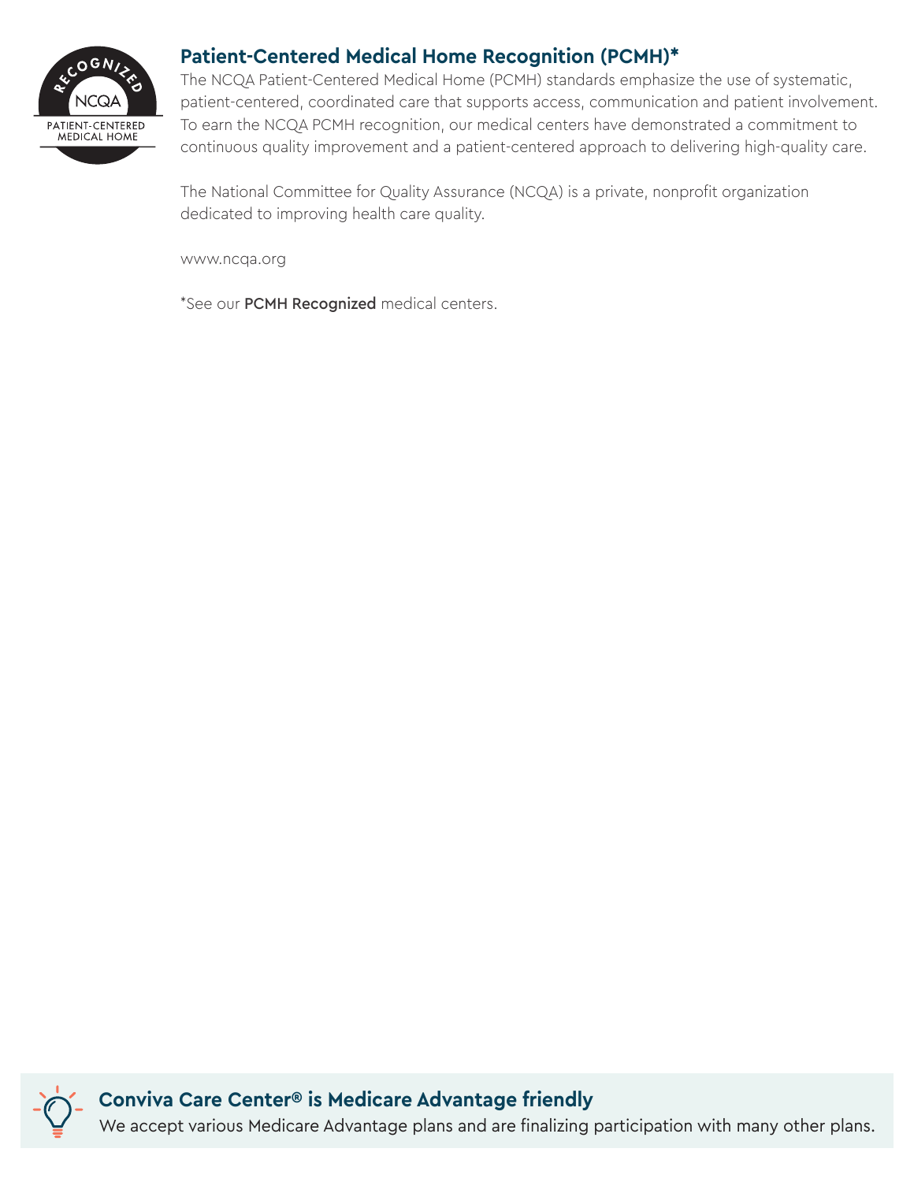## Patient-Centered Medical Home Recognition (PCMH)*

The NCQA Patient-Centered Medical Home (PCMH) standards emphasize the use of systematic, patient-centered, coordinated care that supports access, communication and patient involvement. To earn the NCQA PCMH recognition, our medical centers have demonstrated a commitment to continuous quality improvement and a patient-centered approach to delivering high-quality care.

The National Committee for Quality Assurance (NCQA) is a private, nonprofit organization dedicated to improving health care quality.

www.ncqa.org

*See our **PCMH Recognized** medical centers.

### Conviva Care Center® is Medicare Advantage friendly

We accept various Medicare Advantage plans and are finalizing participation with many other plans.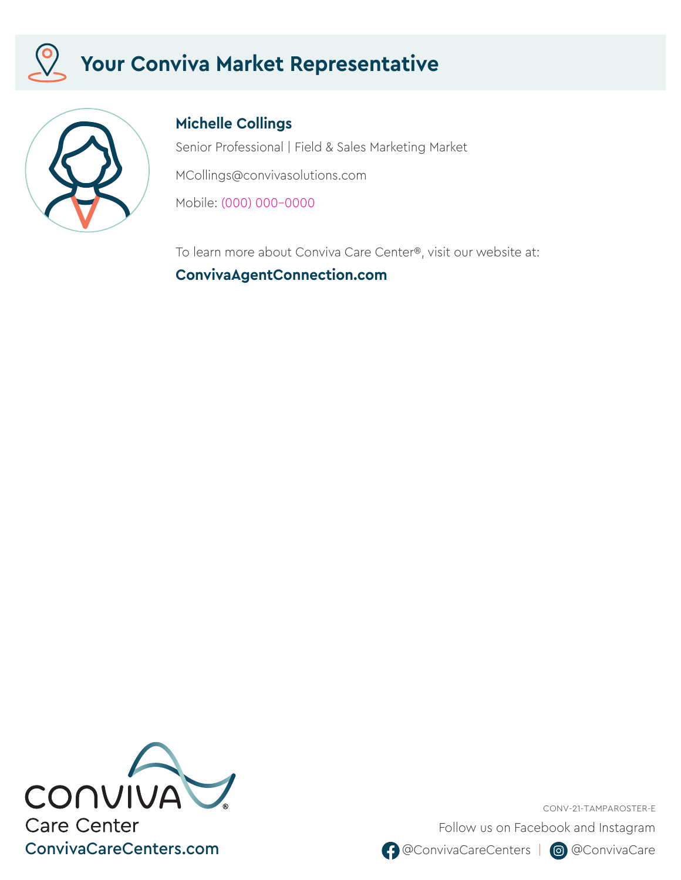## Your Conviva Market Representative

**Michelle Collings**

Senior Professional | Field & Sales Marketing Market

MCollings@convivasolutions.com

Mobile: (000) 000-0000

To learn more about Conviva Care Center®, visit our website at:

**ConvivaAgentConnection.com**

CONVIVA® Care Center
ConvivaCareCenters.com

CONV-21-TAMPAROSTER-E

Follow us on Facebook and Instagram

@ConvivaCareCenters | @ConvivaCare